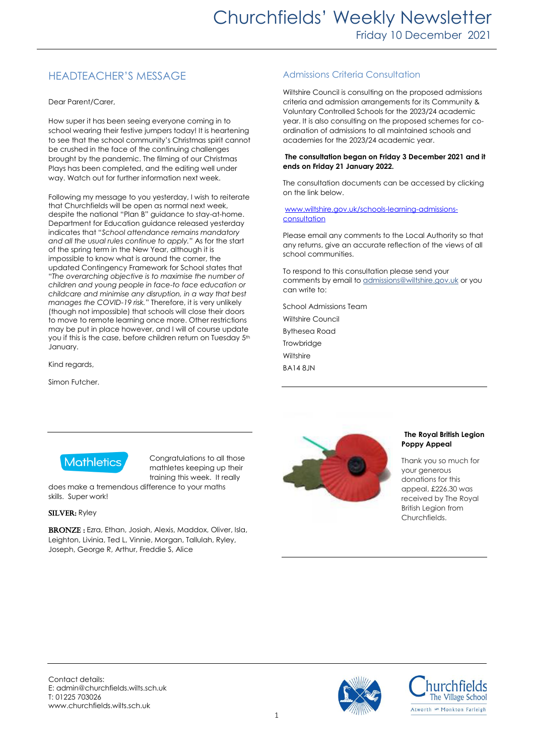# Churchfields' Weekly Newsletter

Friday 10 December 2021

## HEADTEACHER'S MESSAGE

Dear Parent/Carer,

How super it has been seeing everyone coming in to school wearing their festive jumpers today! It is heartening to see that the school community's Christmas spirit cannot be crushed in the face of the continuing challenges brought by the pandemic. The filming of our Christmas Plays has been completed, and the editing well under way. Watch out for further information next week.

Following my message to you yesterday, I wish to reiterate that Churchfields will be open as normal next week, despite the national "Plan B" guidance to stay-at-home. Department for Education guidance released yesterday indicates that "*School attendance remains mandatory and all the usual rules continue to apply.*" As for the start of the spring term in the New Year, although it is impossible to know what is around the corner, the updated Contingency Framework for School states that "*The overarching objective is to maximise the number of children and young people in face-to face education or childcare and minimise any disruption, in a way that best manages the COVID-19 risk.*" Therefore, it is very unlikely (though not impossible) that schools will close their doors to move to remote learning once more. Other restrictions may be put in place however, and I will of course update you if this is the case, before children return on Tuesday 5th January.

Kind regards,

Simon Futcher.

## Admissions Criteria Consultation

Wiltshire Council is consulting on the proposed admissions criteria and admission arrangements for its Community & Voluntary Controlled Schools for the 2023/24 academic year. It is also consulting on the proposed schemes for co-ordination of admissions to all maintained schools and academies for the 2023/24 academic year.

**The consultation began on Friday 3 December 2021 and it ends on Friday 21 January 2022.**

The consultation documents can be accessed by clicking on the link below.

www.wiltshire.gov.uk/schools-learning-admissions-consultation

Please email any comments to the Local Authority so that any returns, give an accurate reflection of the views of all school communities.

To respond to this consultation please send your comments by email to admissions@wiltshire.gov.uk or you can write to:

School Admissions Team
Wiltshire Council
Bythesea Road
Trowbridge
Wiltshire
BA14 8JN

## Mathletics

Congratulations to all those mathletes keeping up their training this week. It really does make a tremendous difference to your maths skills. Super work!

**SILVER:** Ryley

**BRONZE :** Ezra, Ethan, Josiah, Alexis, Maddox, Oliver, Isla, Leighton, Livinia, Ted L, Vinnie, Morgan, Tallulah, Ryley, Joseph, George R, Arthur, Freddie S, Alice

**The Royal British Legion Poppy Appeal**

Thank you so much for your generous donations for this appeal, £226.30 was received by The Royal British Legion from Churchfields.

Contact details:
E: admin@churchfields.wilts.sch.uk
T: 01225 703026
www.churchfields.wilts.sch.uk

Churchfields The Village School
Atworth & Monkton Farleigh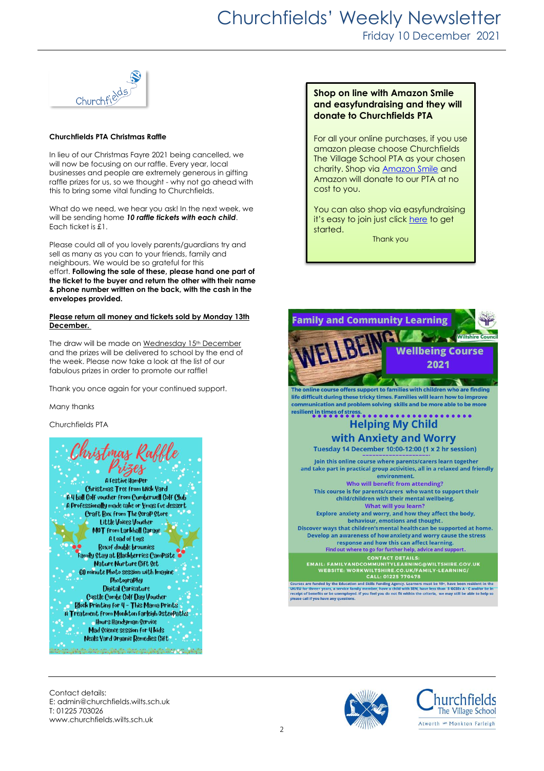## Churchfields PTA Christmas Raffle

In lieu of our Christmas Fayre 2021 being cancelled, we will now be focusing on our raffle. Every year, local businesses and people are extremely generous in gifting raffle prizes for us, so we thought - why not go ahead with this to bring some vital funding to Churchfields.

What do we need, we hear you ask! In the next week, we will be sending home ***10 raffle tickets with each child***. Each ticket is £1.

Please could all of you lovely parents/guardians try and sell as many as you can to your friends, family and neighbours. We would be so grateful for this effort. **Following the sale of these, please hand one part of the ticket to the buyer and return the other with their name & phone number written on the back, with the cash in the envelopes provided.**

**Please return all money and tickets sold by Monday 13th December.**

The draw will be made on Wednesday 15th December and the prizes will be delivered to school by the end of the week. Please now take a look at the list of our fabulous prizes in order to promote our raffle!

Thank you once again for your continued support.

Many thanks

Churchfields PTA

### Christmas Raffle Prizes

- A Festive Hamper
- Christmas Tree from Wick Yard
- A 4 ball Golf voucher from Cumberwell Golf Club
- A Professionally made cake or Xmas Eve dessert
- Craft Box from The Scrap Store
- Little Voices Voucher
- MOT from Larkhall Garage
- A Load of Logs
- Box of double brownies
- Family Stay at Blackberries Campsite
- Nature Nurture Gift Set
- 60 minute Photo session with Imagine Photography
- Digital Caricature
- Castle Combe Golf Day Voucher
- Block Printing for 4 - This Mama Prints
- A Treatment from Monkton Farleigh Osteopaths
- Hours Handyman Service
- Mad Science session for 4 kids
- Neals Yard Organic Remedies Gift

## Shop on line with Amazon Smile and easyfundraising and they will donate to Churchfields PTA

For all your online purchases, if you use amazon please choose Churchfields The Village School PTA as your chosen charity. Shop via Amazon Smile and Amazon will donate to our PTA at no cost to you.

You can also shop via easyfundraising it's easy to join just click here to get started.

Thank you

## Family and Community Learning

Wiltshire Council

WELLBEING

**Wellbeing Course 2021**

The online course offers support to families with children who are finding life difficult during these tricky times. Families will learn how to improve communication and problem solving skills and be more able to be more resilient in times of stress.

### Helping My Child with Anxiety and Worry

**Tuesday 14 December 10:00-12:00 (1 x 2 hr session)**

Join this online course where parents/carers learn together and take part in practical group activities, all in a relaxed and friendly environment.

**Who will benefit from attending?**

This course is for parents/carers who want to support their child/children with their mental wellbeing.

**What will you learn?**

Explore anxiety and worry, and how they affect the body, behaviour, emotions and thought.

Discover ways that children's mental health can be supported at home.

Develop an awareness of how anxiety and worry cause the stress response and how this can affect learning.

Find out where to go for further help, advice and support.

**CONTACT DETAILS:**
EMAIL: FAMILYANDCOMMUNITYLEARNING@WILTSHIRE.GOV.UK
WEBSITE: WORKWILTSHIRE.CO.UK/FAMILY-LEARNING/
CALL: 01225 770478

Courses are funded by the Education and Skills Funding Agency. Learners must be 19+, have been resident in the UK/EU for three+ years, a service family member, have a child with SEN, have less than 5 GCSEs A - C and/or be in receipt of benefits or be unemployed. If you feel you do not fit within the criteria, we may still be able to help so please call if you have any questions.

Contact details:
E: admin@churchfields.wilts.sch.uk
T: 01225 703026
www.churchfields.wilts.sch.uk

Churchfields The Village School
Atworth Monkton Farleigh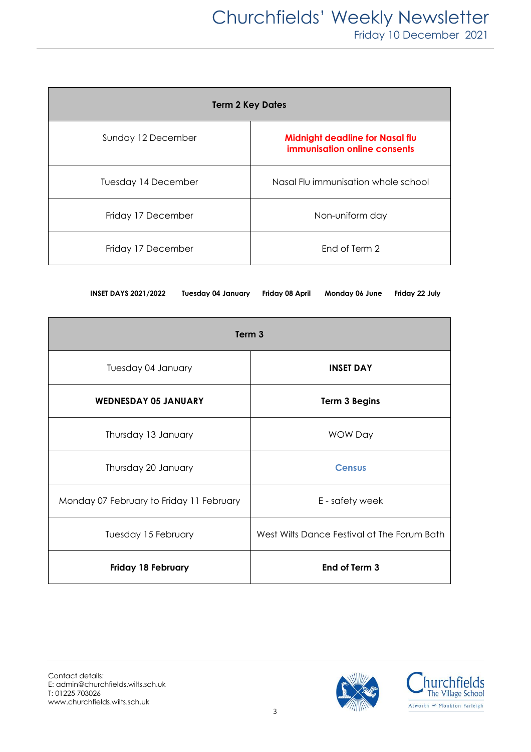| Term 2 Key Dates | |
|---|---|
| Sunday 12 December | **Midnight deadline for Nasal flu immunisation online consents** |
| Tuesday 14 December | Nasal Flu immunisation whole school |
| Friday 17 December | Non-uniform day |
| Friday 17 December | End of Term 2 |

**INSET DAYS 2021/2022** **Tuesday 04 January** **Friday 08 April** **Monday 06 June** **Friday 22 July**

| Term 3 | |
|---|---|
| Tuesday 04 January | **INSET DAY** |
| **WEDNESDAY 05 JANUARY** | **Term 3 Begins** |
| Thursday 13 January | WOW Day |
| Thursday 20 January | **Census** |
| Monday 07 February to Friday 11 February | E - safety week |
| Tuesday 15 February | West Wilts Dance Festival at The Forum Bath |
| **Friday 18 February** | **End of Term 3** |

Contact details:
E: admin@churchfields.wilts.sch.uk
T: 01225 703026
www.churchfields.wilts.sch.uk